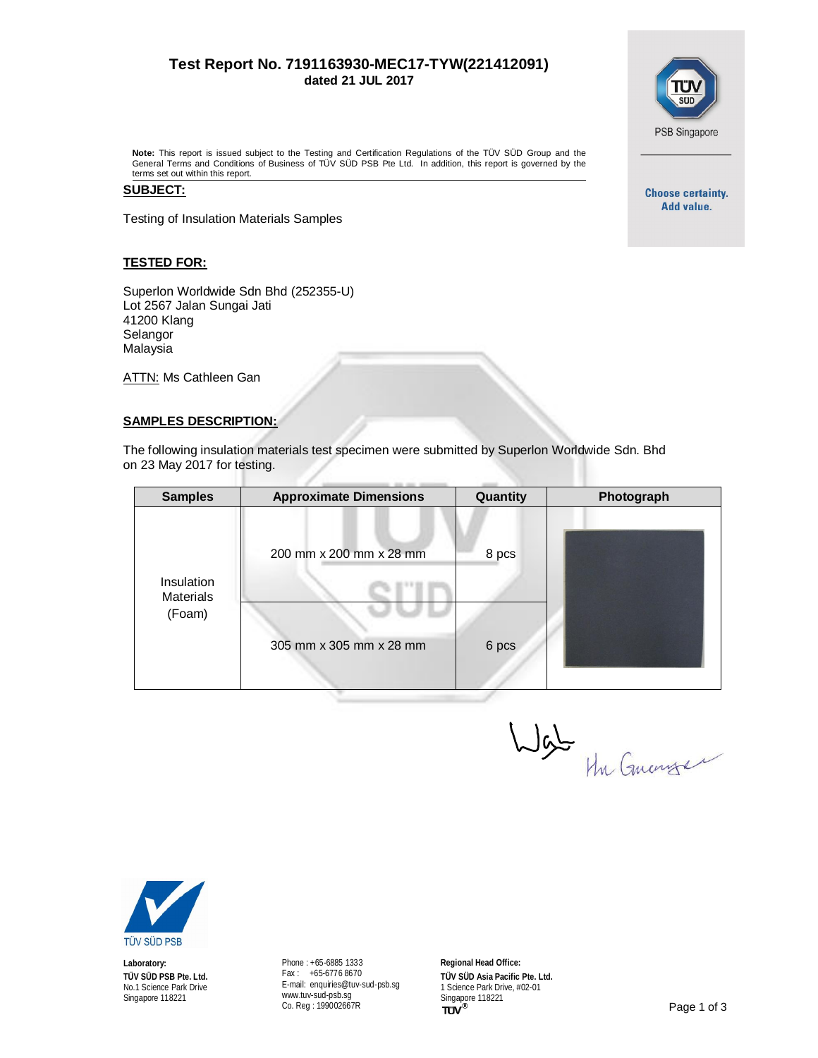# Test Report No. 7191163930-MEC17-TYW(221412091)

**dated 21 JUL 2017**

TÜV SÜD PSB Singapore

Choose certainty. Add value.

**Note:** This report is issued subject to the Testing and Certification Regulations of the TÜV SÜD Group and the General Terms and Conditions of Business of TÜV SÜD PSB Pte Ltd. In addition, this report is governed by the terms set out within this report.

## SUBJECT:

Testing of Insulation Materials Samples

## TESTED FOR:

Superlon Worldwide Sdn Bhd (252355-U)
Lot 2567 Jalan Sungai Jati
41200 Klang
Selangor
Malaysia

ATTN: Ms Cathleen Gan

## SAMPLES DESCRIPTION:

The following insulation materials test specimen were submitted by Superlon Worldwide Sdn. Bhd on 23 May 2017 for testing.

| Samples | Approximate Dimensions | Quantity | Photograph |
|---|---|---|---|
| Insulation Materials (Foam) | 200 mm x 200 mm x 28 mm | 8 pcs | |
| | 305 mm x 305 mm x 28 mm | 6 pcs | |

TÜV SÜD PSB

**Laboratory:**
**TÜV SÜD PSB Pte. Ltd.**
No.1 Science Park Drive
Singapore 118221

Phone : +65-6885 1333
Fax : +65-6776 8670
E-mail: enquiries@tuv-sud-psb.sg
www.tuv-sud-psb.sg
Co. Reg : 199002667R

**Regional Head Office:**
**TÜV SÜD Asia Pacific Pte. Ltd.**
1 Science Park Drive, #02-01
Singapore 118221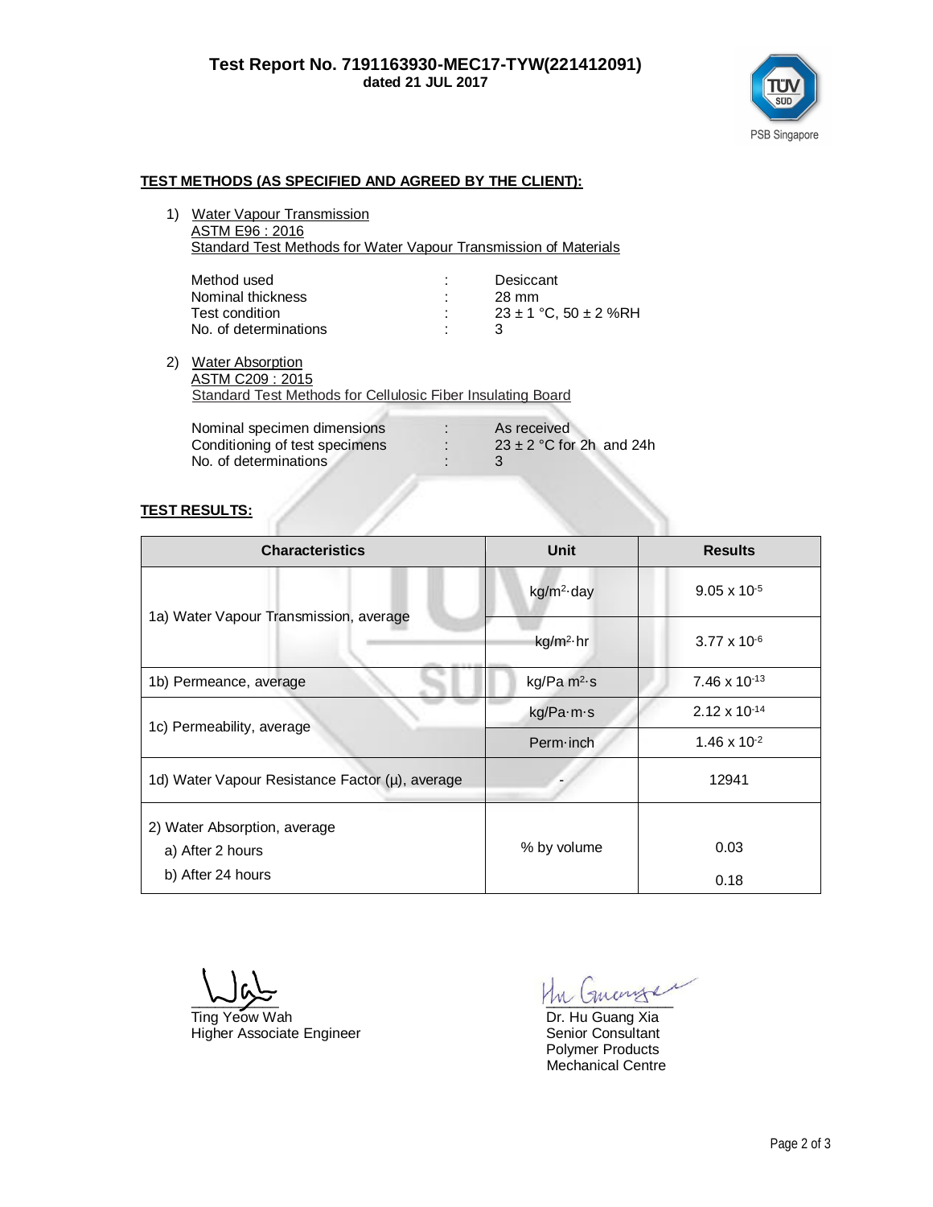**Test Report No. 7191163930-MEC17-TYW(221412091)**
**dated 21 JUL 2017**

TÜV SÜD PSB Singapore

## TEST METHODS (AS SPECIFIED AND AGREED BY THE CLIENT):

1) Water Vapour Transmission
   ASTM E96 : 2016
   Standard Test Methods for Water Vapour Transmission of Materials

| | | |
|---|---|---|
| Method used | : | Desiccant |
| Nominal thickness | : | 28 mm |
| Test condition | : | 23 ± 1 °C, 50 ± 2 %RH |
| No. of determinations | : | 3 |

2) Water Absorption
   ASTM C209 : 2015
   Standard Test Methods for Cellulosic Fiber Insulating Board

| | | |
|---|---|---|
| Nominal specimen dimensions | : | As received |
| Conditioning of test specimens | : | 23 ± 2 °C for 2h and 24h |
| No. of determinations | : | 3 |

## TEST RESULTS:

| Characteristics | Unit | Results |
|---|---|---|
| 1a) Water Vapour Transmission, average | kg/m²·day | $9.05 \times 10^{-5}$ |
| | kg/m²·hr | $3.77 \times 10^{-6}$ |
| 1b) Permeance, average | kg/Pa m²·s | $7.46 \times 10^{-13}$ |
| 1c) Permeability, average | kg/Pa·m·s | $2.12 \times 10^{-14}$ |
| | Perm·inch | $1.46 \times 10^{-2}$ |
| 1d) Water Vapour Resistance Factor (µ), average | - | 12941 |
| 2) Water Absorption, average<br>a) After 2 hours<br>b) After 24 hours | % by volume | 0.03<br>0.18 |

Ting Yeow Wah
Higher Associate Engineer

Dr. Hu Guang Xia
Senior Consultant
Polymer Products
Mechanical Centre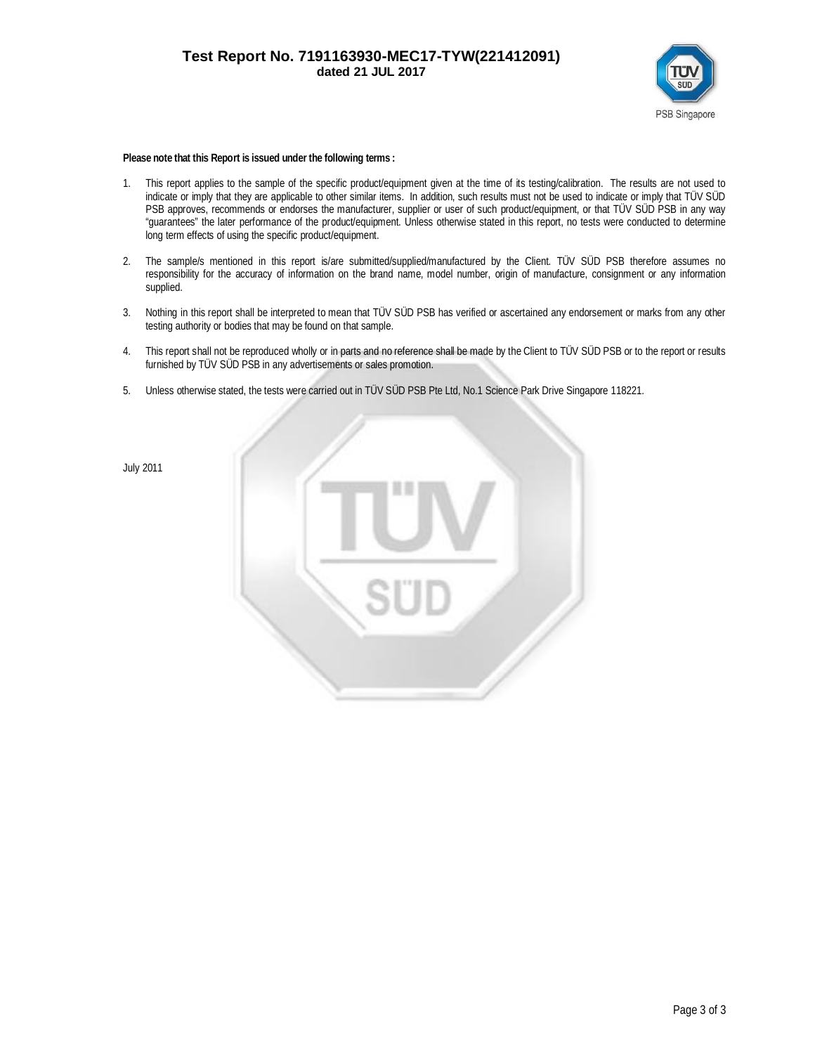**Please note that this Report is issued under the following terms :**

1. This report applies to the sample of the specific product/equipment given at the time of its testing/calibration. The results are not used to indicate or imply that they are applicable to other similar items. In addition, such results must not be used to indicate or imply that TÜV SÜD PSB approves, recommends or endorses the manufacturer, supplier or user of such product/equipment, or that TÜV SÜD PSB in any way "guarantees" the later performance of the product/equipment. Unless otherwise stated in this report, no tests were conducted to determine long term effects of using the specific product/equipment.

2. The sample/s mentioned in this report is/are submitted/supplied/manufactured by the Client. TÜV SÜD PSB therefore assumes no responsibility for the accuracy of information on the brand name, model number, origin of manufacture, consignment or any information supplied.

3. Nothing in this report shall be interpreted to mean that TÜV SÜD PSB has verified or ascertained any endorsement or marks from any other testing authority or bodies that may be found on that sample.

4. This report shall not be reproduced wholly or in parts and no reference shall be made by the Client to TÜV SÜD PSB or to the report or results furnished by TÜV SÜD PSB in any advertisements or sales promotion.

5. Unless otherwise stated, the tests were carried out in TÜV SÜD PSB Pte Ltd, No.1 Science Park Drive Singapore 118221.

July 2011